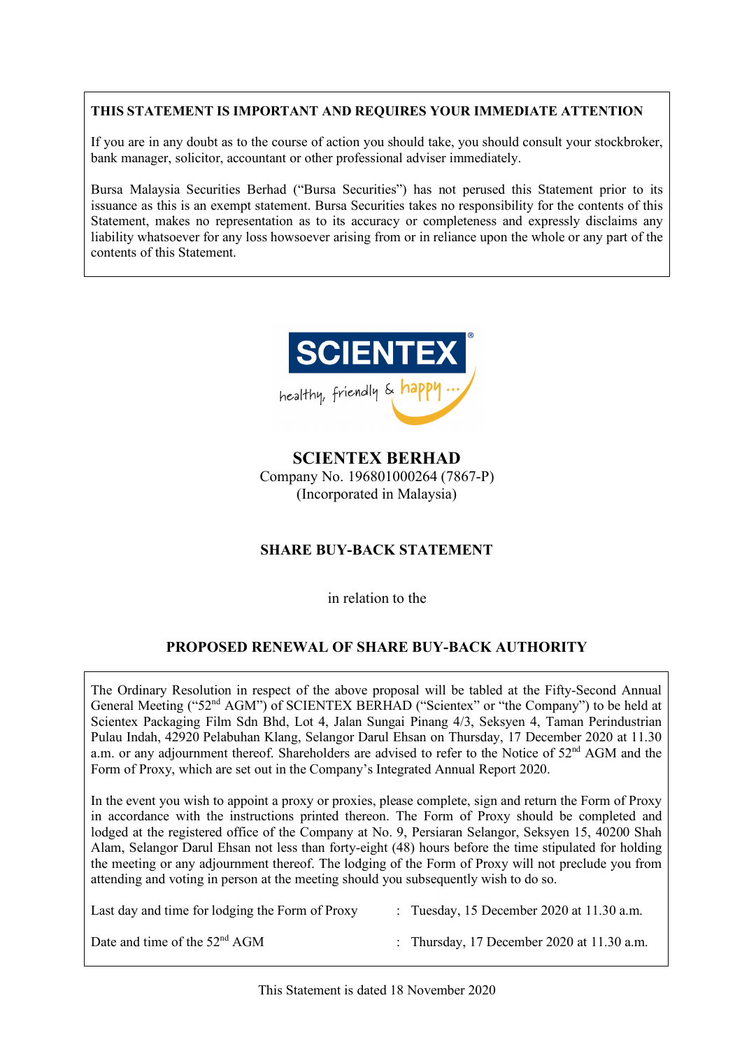**THIS STATEMENT IS IMPORTANT AND REQUIRES YOUR IMMEDIATE ATTENTION**

If you are in any doubt as to the course of action you should take, you should consult your stockbroker, bank manager, solicitor, accountant or other professional adviser immediately.

Bursa Malaysia Securities Berhad ("Bursa Securities") has not perused this Statement prior to its issuance as this is an exempt statement. Bursa Securities takes no responsibility for the contents of this Statement, makes no representation as to its accuracy or completeness and expressly disclaims any liability whatsoever for any loss howsoever arising from or in reliance upon the whole or any part of the contents of this Statement.

SCIENTEX®

healthy, friendly & happy ...

# SCIENTEX BERHAD

Company No. 196801000264 (7867-P)
(Incorporated in Malaysia)

## SHARE BUY-BACK STATEMENT

in relation to the

## PROPOSED RENEWAL OF SHARE BUY-BACK AUTHORITY

The Ordinary Resolution in respect of the above proposal will be tabled at the Fifty-Second Annual General Meeting ("52nd AGM") of SCIENTEX BERHAD ("Scientex" or "the Company") to be held at Scientex Packaging Film Sdn Bhd, Lot 4, Jalan Sungai Pinang 4/3, Seksyen 4, Taman Perindustrian Pulau Indah, 42920 Pelabuhan Klang, Selangor Darul Ehsan on Thursday, 17 December 2020 at 11.30 a.m. or any adjournment thereof. Shareholders are advised to refer to the Notice of 52nd AGM and the Form of Proxy, which are set out in the Company's Integrated Annual Report 2020.

In the event you wish to appoint a proxy or proxies, please complete, sign and return the Form of Proxy in accordance with the instructions printed thereon. The Form of Proxy should be completed and lodged at the registered office of the Company at No. 9, Persiaran Selangor, Seksyen 15, 40200 Shah Alam, Selangor Darul Ehsan not less than forty-eight (48) hours before the time stipulated for holding the meeting or any adjournment thereof. The lodging of the Form of Proxy will not preclude you from attending and voting in person at the meeting should you subsequently wish to do so.

| | | |
|---|---|---|
| Last day and time for lodging the Form of Proxy | : | Tuesday, 15 December 2020 at 11.30 a.m. |
| Date and time of the 52nd AGM | : | Thursday, 17 December 2020 at 11.30 a.m. |

This Statement is dated 18 November 2020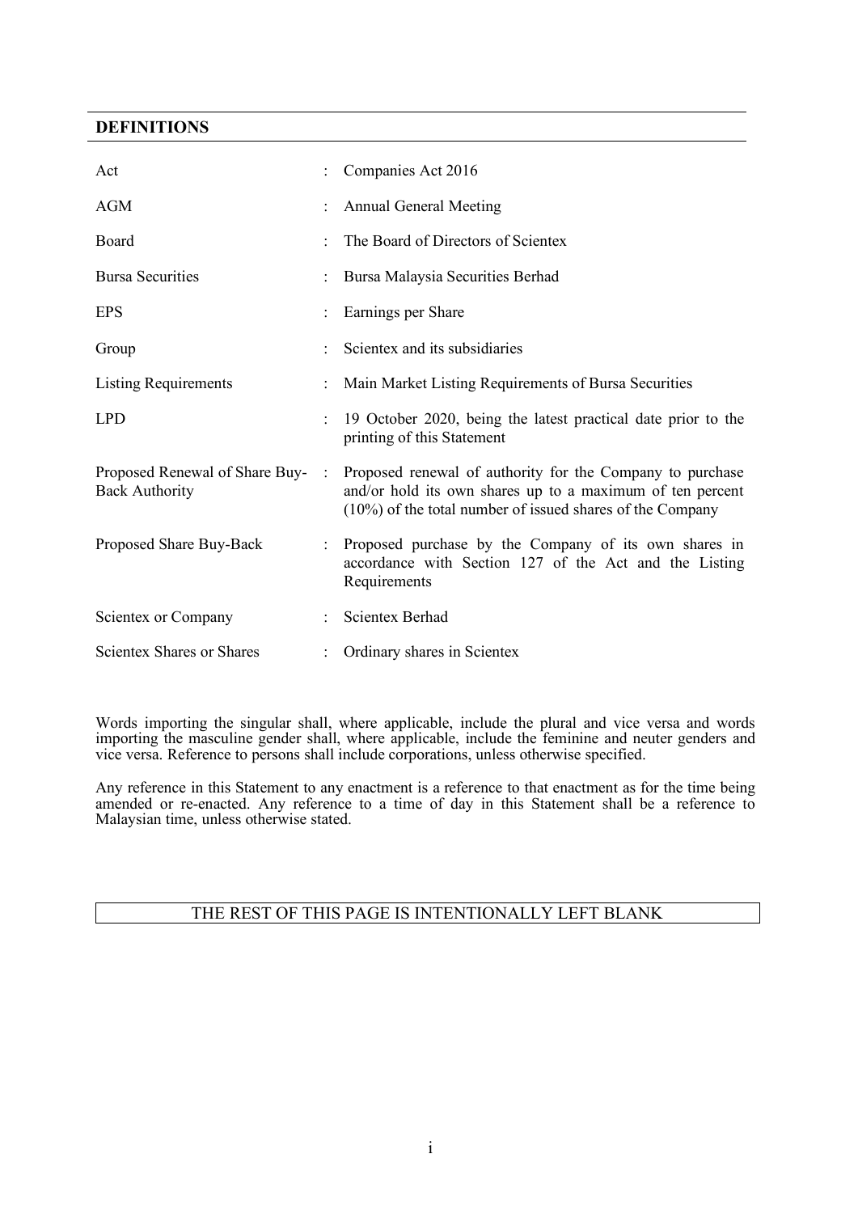## DEFINITIONS

| | | |
|---|---|---|
| Act | : | Companies Act 2016 |
| AGM | : | Annual General Meeting |
| Board | : | The Board of Directors of Scientex |
| Bursa Securities | : | Bursa Malaysia Securities Berhad |
| EPS | : | Earnings per Share |
| Group | : | Scientex and its subsidiaries |
| Listing Requirements | : | Main Market Listing Requirements of Bursa Securities |
| LPD | : | 19 October 2020, being the latest practical date prior to the printing of this Statement |
| Proposed Renewal of Share Buy-Back Authority | : | Proposed renewal of authority for the Company to purchase and/or hold its own shares up to a maximum of ten percent (10%) of the total number of issued shares of the Company |
| Proposed Share Buy-Back | : | Proposed purchase by the Company of its own shares in accordance with Section 127 of the Act and the Listing Requirements |
| Scientex or Company | : | Scientex Berhad |
| Scientex Shares or Shares | : | Ordinary shares in Scientex |

Words importing the singular shall, where applicable, include the plural and vice versa and words importing the masculine gender shall, where applicable, include the feminine and neuter genders and vice versa. Reference to persons shall include corporations, unless otherwise specified.

Any reference in this Statement to any enactment is a reference to that enactment as for the time being amended or re-enacted. Any reference to a time of day in this Statement shall be a reference to Malaysian time, unless otherwise stated.

THE REST OF THIS PAGE IS INTENTIONALLY LEFT BLANK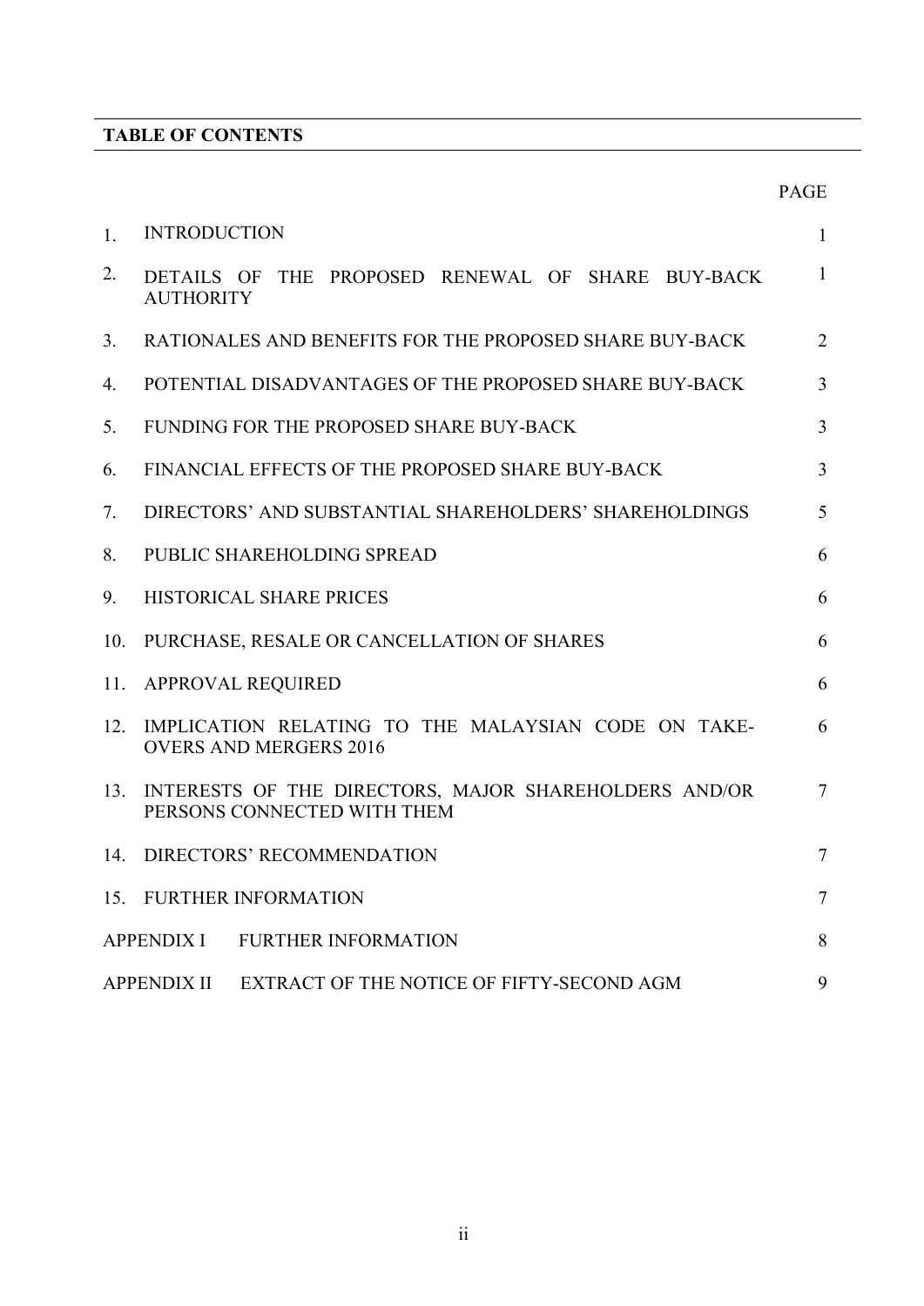## TABLE OF CONTENTS

| | | PAGE |
|---|---|---|
| 1. | INTRODUCTION | 1 |
| 2. | DETAILS OF THE PROPOSED RENEWAL OF SHARE BUY-BACK AUTHORITY | 1 |
| 3. | RATIONALES AND BENEFITS FOR THE PROPOSED SHARE BUY-BACK | 2 |
| 4. | POTENTIAL DISADVANTAGES OF THE PROPOSED SHARE BUY-BACK | 3 |
| 5. | FUNDING FOR THE PROPOSED SHARE BUY-BACK | 3 |
| 6. | FINANCIAL EFFECTS OF THE PROPOSED SHARE BUY-BACK | 3 |
| 7. | DIRECTORS' AND SUBSTANTIAL SHAREHOLDERS' SHAREHOLDINGS | 5 |
| 8. | PUBLIC SHAREHOLDING SPREAD | 6 |
| 9. | HISTORICAL SHARE PRICES | 6 |
| 10. | PURCHASE, RESALE OR CANCELLATION OF SHARES | 6 |
| 11. | APPROVAL REQUIRED | 6 |
| 12. | IMPLICATION RELATING TO THE MALAYSIAN CODE ON TAKE-OVERS AND MERGERS 2016 | 6 |
| 13. | INTERESTS OF THE DIRECTORS, MAJOR SHAREHOLDERS AND/OR PERSONS CONNECTED WITH THEM | 7 |
| 14. | DIRECTORS' RECOMMENDATION | 7 |
| 15. | FURTHER INFORMATION | 7 |
| APPENDIX I | FURTHER INFORMATION | 8 |
| APPENDIX II | EXTRACT OF THE NOTICE OF FIFTY-SECOND AGM | 9 |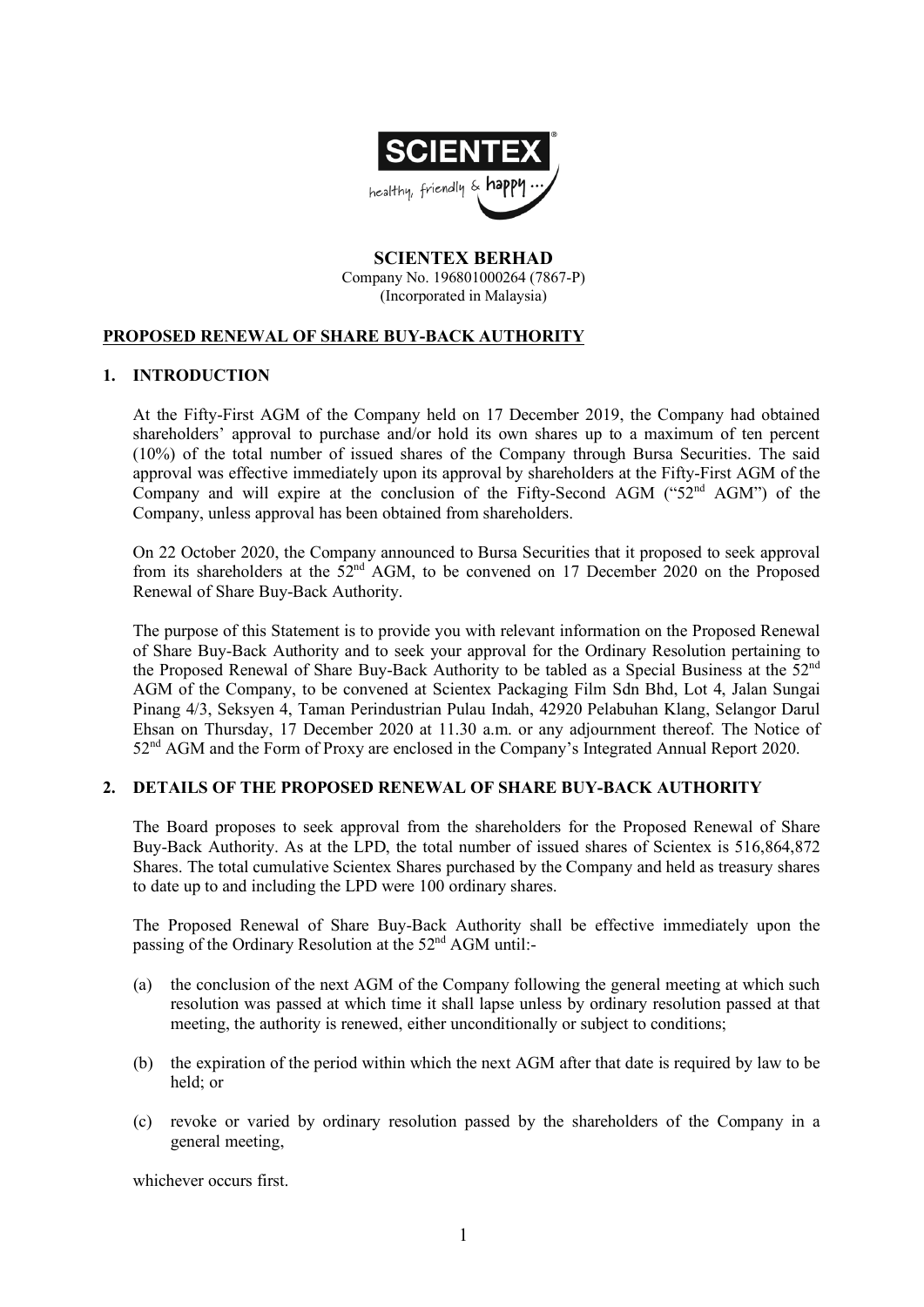# SCIENTEX BERHAD

Company No. 196801000264 (7867-P)
(Incorporated in Malaysia)

## PROPOSED RENEWAL OF SHARE BUY-BACK AUTHORITY

### 1. INTRODUCTION

At the Fifty-First AGM of the Company held on 17 December 2019, the Company had obtained shareholders' approval to purchase and/or hold its own shares up to a maximum of ten percent (10%) of the total number of issued shares of the Company through Bursa Securities. The said approval was effective immediately upon its approval by shareholders at the Fifty-First AGM of the Company and will expire at the conclusion of the Fifty-Second AGM ("52nd AGM") of the Company, unless approval has been obtained from shareholders.

On 22 October 2020, the Company announced to Bursa Securities that it proposed to seek approval from its shareholders at the 52nd AGM, to be convened on 17 December 2020 on the Proposed Renewal of Share Buy-Back Authority.

The purpose of this Statement is to provide you with relevant information on the Proposed Renewal of Share Buy-Back Authority and to seek your approval for the Ordinary Resolution pertaining to the Proposed Renewal of Share Buy-Back Authority to be tabled as a Special Business at the 52nd AGM of the Company, to be convened at Scientex Packaging Film Sdn Bhd, Lot 4, Jalan Sungai Pinang 4/3, Seksyen 4, Taman Perindustrian Pulau Indah, 42920 Pelabuhan Klang, Selangor Darul Ehsan on Thursday, 17 December 2020 at 11.30 a.m. or any adjournment thereof. The Notice of 52nd AGM and the Form of Proxy are enclosed in the Company's Integrated Annual Report 2020.

### 2. DETAILS OF THE PROPOSED RENEWAL OF SHARE BUY-BACK AUTHORITY

The Board proposes to seek approval from the shareholders for the Proposed Renewal of Share Buy-Back Authority. As at the LPD, the total number of issued shares of Scientex is 516,864,872 Shares. The total cumulative Scientex Shares purchased by the Company and held as treasury shares to date up to and including the LPD were 100 ordinary shares.

The Proposed Renewal of Share Buy-Back Authority shall be effective immediately upon the passing of the Ordinary Resolution at the 52nd AGM until:-

(a) the conclusion of the next AGM of the Company following the general meeting at which such resolution was passed at which time it shall lapse unless by ordinary resolution passed at that meeting, the authority is renewed, either unconditionally or subject to conditions;

(b) the expiration of the period within which the next AGM after that date is required by law to be held; or

(c) revoke or varied by ordinary resolution passed by the shareholders of the Company in a general meeting,

whichever occurs first.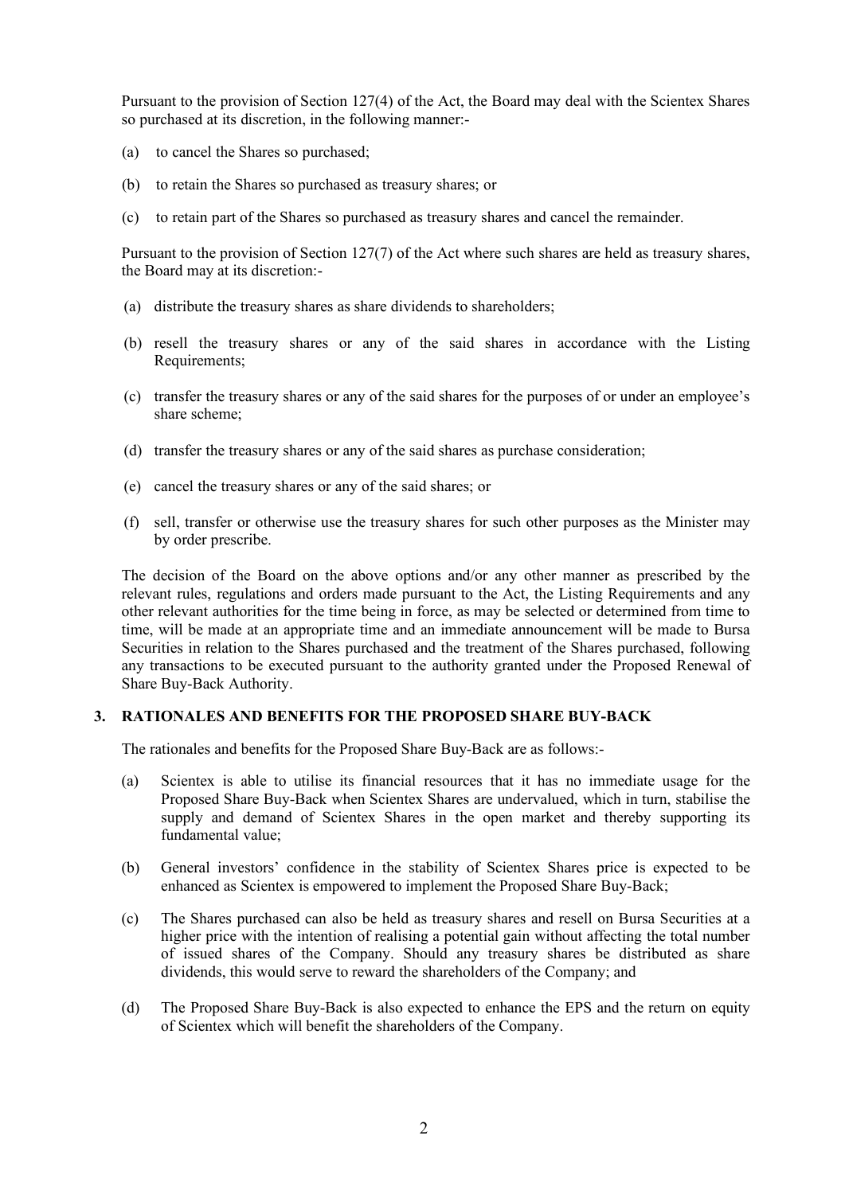Pursuant to the provision of Section 127(4) of the Act, the Board may deal with the Scientex Shares so purchased at its discretion, in the following manner:-

(a) to cancel the Shares so purchased;

(b) to retain the Shares so purchased as treasury shares; or

(c) to retain part of the Shares so purchased as treasury shares and cancel the remainder.

Pursuant to the provision of Section 127(7) of the Act where such shares are held as treasury shares, the Board may at its discretion:-

(a) distribute the treasury shares as share dividends to shareholders;

(b) resell the treasury shares or any of the said shares in accordance with the Listing Requirements;

(c) transfer the treasury shares or any of the said shares for the purposes of or under an employee's share scheme;

(d) transfer the treasury shares or any of the said shares as purchase consideration;

(e) cancel the treasury shares or any of the said shares; or

(f) sell, transfer or otherwise use the treasury shares for such other purposes as the Minister may by order prescribe.

The decision of the Board on the above options and/or any other manner as prescribed by the relevant rules, regulations and orders made pursuant to the Act, the Listing Requirements and any other relevant authorities for the time being in force, as may be selected or determined from time to time, will be made at an appropriate time and an immediate announcement will be made to Bursa Securities in relation to the Shares purchased and the treatment of the Shares purchased, following any transactions to be executed pursuant to the authority granted under the Proposed Renewal of Share Buy-Back Authority.

## 3. RATIONALES AND BENEFITS FOR THE PROPOSED SHARE BUY-BACK

The rationales and benefits for the Proposed Share Buy-Back are as follows:-

(a) Scientex is able to utilise its financial resources that it has no immediate usage for the Proposed Share Buy-Back when Scientex Shares are undervalued, which in turn, stabilise the supply and demand of Scientex Shares in the open market and thereby supporting its fundamental value;

(b) General investors' confidence in the stability of Scientex Shares price is expected to be enhanced as Scientex is empowered to implement the Proposed Share Buy-Back;

(c) The Shares purchased can also be held as treasury shares and resell on Bursa Securities at a higher price with the intention of realising a potential gain without affecting the total number of issued shares of the Company. Should any treasury shares be distributed as share dividends, this would serve to reward the shareholders of the Company; and

(d) The Proposed Share Buy-Back is also expected to enhance the EPS and the return on equity of Scientex which will benefit the shareholders of the Company.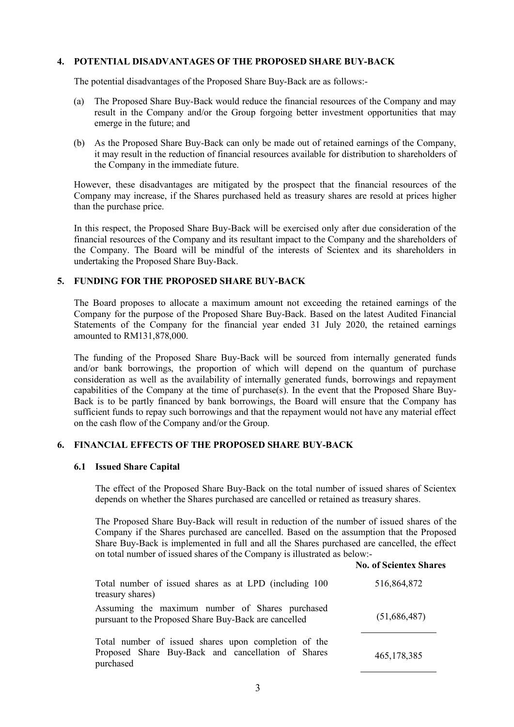## 4. POTENTIAL DISADVANTAGES OF THE PROPOSED SHARE BUY-BACK

The potential disadvantages of the Proposed Share Buy-Back are as follows:-

(a) The Proposed Share Buy-Back would reduce the financial resources of the Company and may result in the Company and/or the Group forgoing better investment opportunities that may emerge in the future; and

(b) As the Proposed Share Buy-Back can only be made out of retained earnings of the Company, it may result in the reduction of financial resources available for distribution to shareholders of the Company in the immediate future.

However, these disadvantages are mitigated by the prospect that the financial resources of the Company may increase, if the Shares purchased held as treasury shares are resold at prices higher than the purchase price.

In this respect, the Proposed Share Buy-Back will be exercised only after due consideration of the financial resources of the Company and its resultant impact to the Company and the shareholders of the Company. The Board will be mindful of the interests of Scientex and its shareholders in undertaking the Proposed Share Buy-Back.

## 5. FUNDING FOR THE PROPOSED SHARE BUY-BACK

The Board proposes to allocate a maximum amount not exceeding the retained earnings of the Company for the purpose of the Proposed Share Buy-Back. Based on the latest Audited Financial Statements of the Company for the financial year ended 31 July 2020, the retained earnings amounted to RM131,878,000.

The funding of the Proposed Share Buy-Back will be sourced from internally generated funds and/or bank borrowings, the proportion of which will depend on the quantum of purchase consideration as well as the availability of internally generated funds, borrowings and repayment capabilities of the Company at the time of purchase(s). In the event that the Proposed Share Buy-Back is to be partly financed by bank borrowings, the Board will ensure that the Company has sufficient funds to repay such borrowings and that the repayment would not have any material effect on the cash flow of the Company and/or the Group.

## 6. FINANCIAL EFFECTS OF THE PROPOSED SHARE BUY-BACK

### 6.1 Issued Share Capital

The effect of the Proposed Share Buy-Back on the total number of issued shares of Scientex depends on whether the Shares purchased are cancelled or retained as treasury shares.

The Proposed Share Buy-Back will result in reduction of the number of issued shares of the Company if the Shares purchased are cancelled. Based on the assumption that the Proposed Share Buy-Back is implemented in full and all the Shares purchased are cancelled, the effect on total number of issued shares of the Company is illustrated as below:-

| | No. of Scientex Shares |
|---|---|
| Total number of issued shares as at LPD (including 100 treasury shares) | 516,864,872 |
| Assuming the maximum number of Shares purchased pursuant to the Proposed Share Buy-Back are cancelled | (51,686,487) |
| Total number of issued shares upon completion of the Proposed Share Buy-Back and cancellation of Shares purchased | 465,178,385 |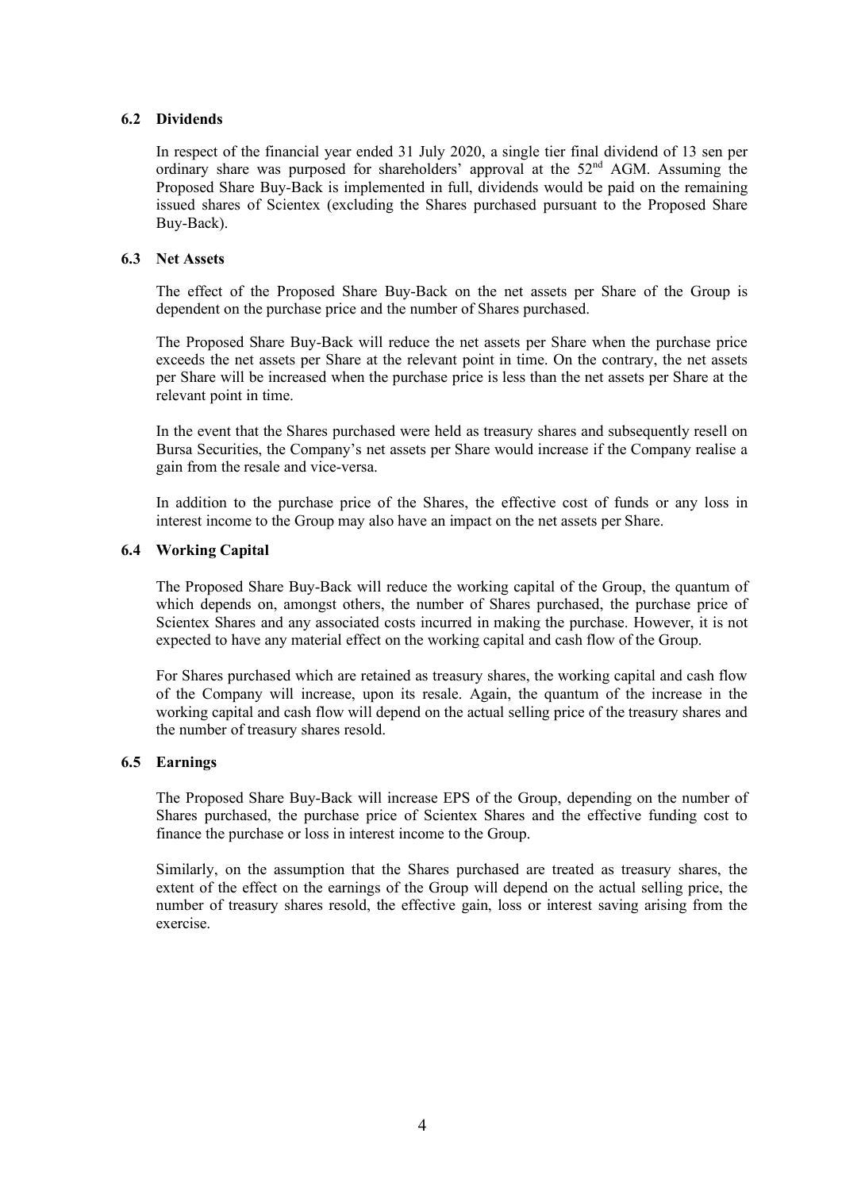### 6.2 Dividends

In respect of the financial year ended 31 July 2020, a single tier final dividend of 13 sen per ordinary share was purposed for shareholders' approval at the 52nd AGM. Assuming the Proposed Share Buy-Back is implemented in full, dividends would be paid on the remaining issued shares of Scientex (excluding the Shares purchased pursuant to the Proposed Share Buy-Back).

### 6.3 Net Assets

The effect of the Proposed Share Buy-Back on the net assets per Share of the Group is dependent on the purchase price and the number of Shares purchased.

The Proposed Share Buy-Back will reduce the net assets per Share when the purchase price exceeds the net assets per Share at the relevant point in time. On the contrary, the net assets per Share will be increased when the purchase price is less than the net assets per Share at the relevant point in time.

In the event that the Shares purchased were held as treasury shares and subsequently resell on Bursa Securities, the Company's net assets per Share would increase if the Company realise a gain from the resale and vice-versa.

In addition to the purchase price of the Shares, the effective cost of funds or any loss in interest income to the Group may also have an impact on the net assets per Share.

### 6.4 Working Capital

The Proposed Share Buy-Back will reduce the working capital of the Group, the quantum of which depends on, amongst others, the number of Shares purchased, the purchase price of Scientex Shares and any associated costs incurred in making the purchase. However, it is not expected to have any material effect on the working capital and cash flow of the Group.

For Shares purchased which are retained as treasury shares, the working capital and cash flow of the Company will increase, upon its resale. Again, the quantum of the increase in the working capital and cash flow will depend on the actual selling price of the treasury shares and the number of treasury shares resold.

### 6.5 Earnings

The Proposed Share Buy-Back will increase EPS of the Group, depending on the number of Shares purchased, the purchase price of Scientex Shares and the effective funding cost to finance the purchase or loss in interest income to the Group.

Similarly, on the assumption that the Shares purchased are treated as treasury shares, the extent of the effect on the earnings of the Group will depend on the actual selling price, the number of treasury shares resold, the effective gain, loss or interest saving arising from the exercise.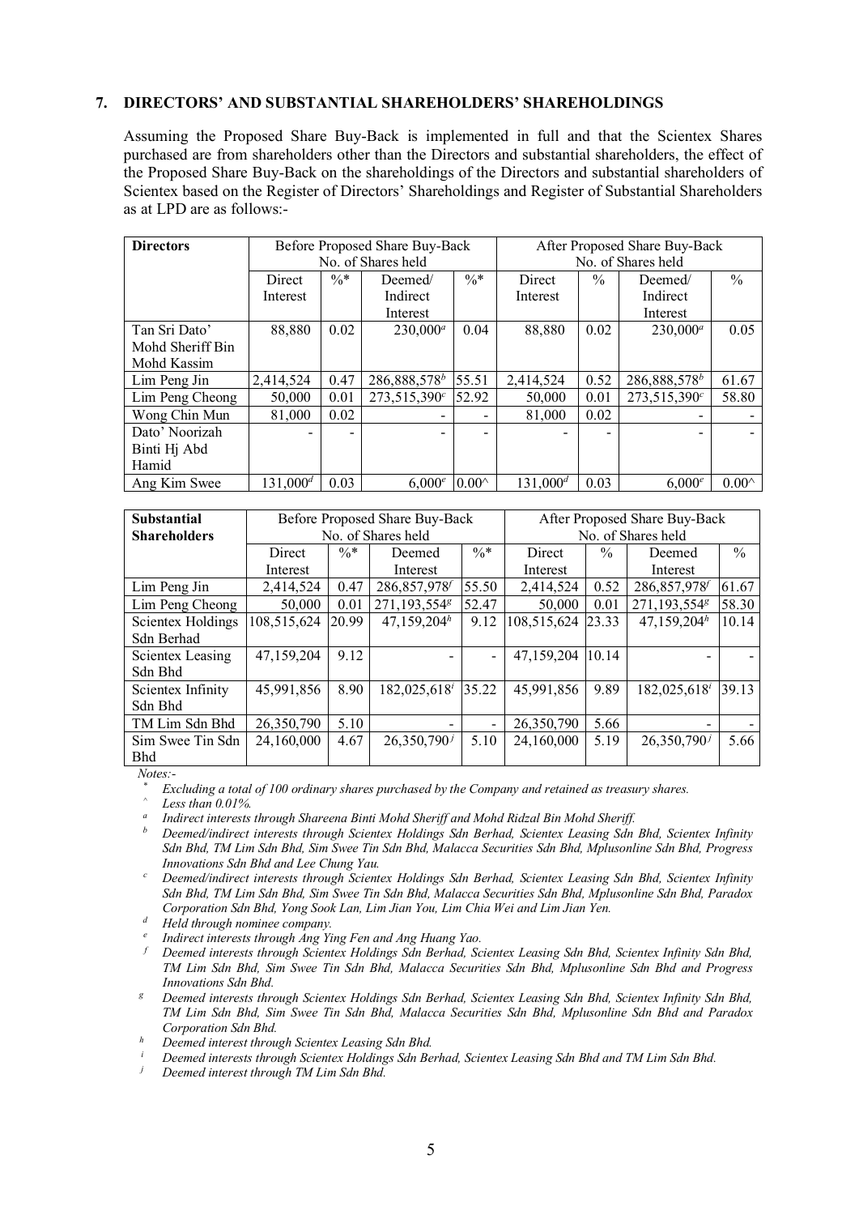## 7. DIRECTORS' AND SUBSTANTIAL SHAREHOLDERS' SHAREHOLDINGS

Assuming the Proposed Share Buy-Back is implemented in full and that the Scientex Shares purchased are from shareholders other than the Directors and substantial shareholders, the effect of the Proposed Share Buy-Back on the shareholdings of the Directors and substantial shareholders of Scientex based on the Register of Directors' Shareholdings and Register of Substantial Shareholders as at LPD are as follows:-

| Directors | Before Proposed Share Buy-Back No. of Shares held | | | | After Proposed Share Buy-Back No. of Shares held | | | |
|---|---|---|---|---|---|---|---|---|
| | Direct Interest | %* | Deemed/ Indirect Interest | %* | Direct Interest | % | Deemed/ Indirect Interest | % |
| Tan Sri Dato' Mohd Sheriff Bin Mohd Kassim | 88,880 | 0.02 | 230,000[a] | 0.04 | 88,880 | 0.02 | 230,000[a] | 0.05 |
| Lim Peng Jin | 2,414,524 | 0.47 | 286,888,578[b] | 55.51 | 2,414,524 | 0.52 | 286,888,578[b] | 61.67 |
| Lim Peng Cheong | 50,000 | 0.01 | 273,515,390[c] | 52.92 | 50,000 | 0.01 | 273,515,390[c] | 58.80 |
| Wong Chin Mun | 81,000 | 0.02 | - | - | 81,000 | 0.02 | - | - |
| Dato' Noorizah Binti Hj Abd Hamid | - | - | - | - | - | - | - | - |
| Ang Kim Swee | 131,000[d] | 0.03 | 6,000[e] | 0.00^ | 131,000[d] | 0.03 | 6,000[e] | 0.00^ |

| Substantial Shareholders | Before Proposed Share Buy-Back No. of Shares held | | | | After Proposed Share Buy-Back No. of Shares held | | | |
|---|---|---|---|---|---|---|---|---|
| | Direct Interest | %* | Deemed Interest | %* | Direct Interest | % | Deemed Interest | % |
| Lim Peng Jin | 2,414,524 | 0.47 | 286,857,978[f] | 55.50 | 2,414,524 | 0.52 | 286,857,978[f] | 61.67 |
| Lim Peng Cheong | 50,000 | 0.01 | 271,193,554[g] | 52.47 | 50,000 | 0.01 | 271,193,554[g] | 58.30 |
| Scientex Holdings Sdn Berhad | 108,515,624 | 20.99 | 47,159,204[h] | 9.12 | 108,515,624 | 23.33 | 47,159,204[h] | 10.14 |
| Scientex Leasing Sdn Bhd | 47,159,204 | 9.12 | - | - | 47,159,204 | 10.14 | - | - |
| Scientex Infinity Sdn Bhd | 45,991,856 | 8.90 | 182,025,618[i] | 35.22 | 45,991,856 | 9.89 | 182,025,618[i] | 39.13 |
| TM Lim Sdn Bhd | 26,350,790 | 5.10 | - | - | 26,350,790 | 5.66 | - | - |
| Sim Swee Tin Sdn Bhd | 24,160,000 | 4.67 | 26,350,790[j] | 5.10 | 24,160,000 | 5.19 | 26,350,790[j] | 5.66 |

*Notes:-*

\* *Excluding a total of 100 ordinary shares purchased by the Company and retained as treasury shares.*

^ *Less than 0.01%.*

[a] *Indirect interests through Shareena Binti Mohd Sheriff and Mohd Ridzal Bin Mohd Sheriff.*

[b] *Deemed/indirect interests through Scientex Holdings Sdn Berhad, Scientex Leasing Sdn Bhd, Scientex Infinity Sdn Bhd, TM Lim Sdn Bhd, Sim Swee Tin Sdn Bhd, Malacca Securities Sdn Bhd, Mplusonline Sdn Bhd, Progress Innovations Sdn Bhd and Lee Chung Yau.*

[c] *Deemed/indirect interests through Scientex Holdings Sdn Berhad, Scientex Leasing Sdn Bhd, Scientex Infinity Sdn Bhd, TM Lim Sdn Bhd, Sim Swee Tin Sdn Bhd, Malacca Securities Sdn Bhd, Mplusonline Sdn Bhd, Paradox Corporation Sdn Bhd, Yong Sook Lan, Lim Jian You, Lim Chia Wei and Lim Jian Yen.*

[d] *Held through nominee company.*

[e] *Indirect interests through Ang Ying Fen and Ang Huang Yao.*

[f] *Deemed interests through Scientex Holdings Sdn Berhad, Scientex Leasing Sdn Bhd, Scientex Infinity Sdn Bhd, TM Lim Sdn Bhd, Sim Swee Tin Sdn Bhd, Malacca Securities Sdn Bhd, Mplusonline Sdn Bhd and Progress Innovations Sdn Bhd.*

[g] *Deemed interests through Scientex Holdings Sdn Berhad, Scientex Leasing Sdn Bhd, Scientex Infinity Sdn Bhd, TM Lim Sdn Bhd, Sim Swee Tin Sdn Bhd, Malacca Securities Sdn Bhd, Mplusonline Sdn Bhd and Paradox Corporation Sdn Bhd.*

[h] *Deemed interest through Scientex Leasing Sdn Bhd.*

[i] *Deemed interests through Scientex Holdings Sdn Berhad, Scientex Leasing Sdn Bhd and TM Lim Sdn Bhd.*

[j] *Deemed interest through TM Lim Sdn Bhd.*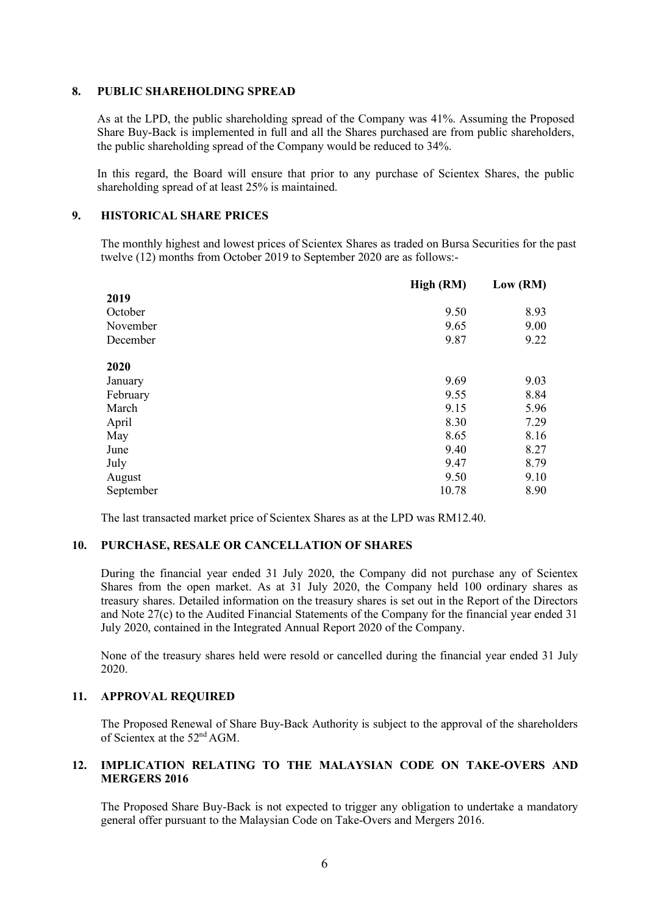## 8. PUBLIC SHAREHOLDING SPREAD

As at the LPD, the public shareholding spread of the Company was 41%. Assuming the Proposed Share Buy-Back is implemented in full and all the Shares purchased are from public shareholders, the public shareholding spread of the Company would be reduced to 34%.

In this regard, the Board will ensure that prior to any purchase of Scientex Shares, the public shareholding spread of at least 25% is maintained.

## 9. HISTORICAL SHARE PRICES

The monthly highest and lowest prices of Scientex Shares as traded on Bursa Securities for the past twelve (12) months from October 2019 to September 2020 are as follows:-

| | High (RM) | Low (RM) |
|---|---|---|
| **2019** | | |
| October | 9.50 | 8.93 |
| November | 9.65 | 9.00 |
| December | 9.87 | 9.22 |
| **2020** | | |
| January | 9.69 | 9.03 |
| February | 9.55 | 8.84 |
| March | 9.15 | 5.96 |
| April | 8.30 | 7.29 |
| May | 8.65 | 8.16 |
| June | 9.40 | 8.27 |
| July | 9.47 | 8.79 |
| August | 9.50 | 9.10 |
| September | 10.78 | 8.90 |

The last transacted market price of Scientex Shares as at the LPD was RM12.40.

## 10. PURCHASE, RESALE OR CANCELLATION OF SHARES

During the financial year ended 31 July 2020, the Company did not purchase any of Scientex Shares from the open market. As at 31 July 2020, the Company held 100 ordinary shares as treasury shares. Detailed information on the treasury shares is set out in the Report of the Directors and Note 27(c) to the Audited Financial Statements of the Company for the financial year ended 31 July 2020, contained in the Integrated Annual Report 2020 of the Company.

None of the treasury shares held were resold or cancelled during the financial year ended 31 July 2020.

## 11. APPROVAL REQUIRED

The Proposed Renewal of Share Buy-Back Authority is subject to the approval of the shareholders of Scientex at the 52nd AGM.

## 12. IMPLICATION RELATING TO THE MALAYSIAN CODE ON TAKE-OVERS AND MERGERS 2016

The Proposed Share Buy-Back is not expected to trigger any obligation to undertake a mandatory general offer pursuant to the Malaysian Code on Take-Overs and Mergers 2016.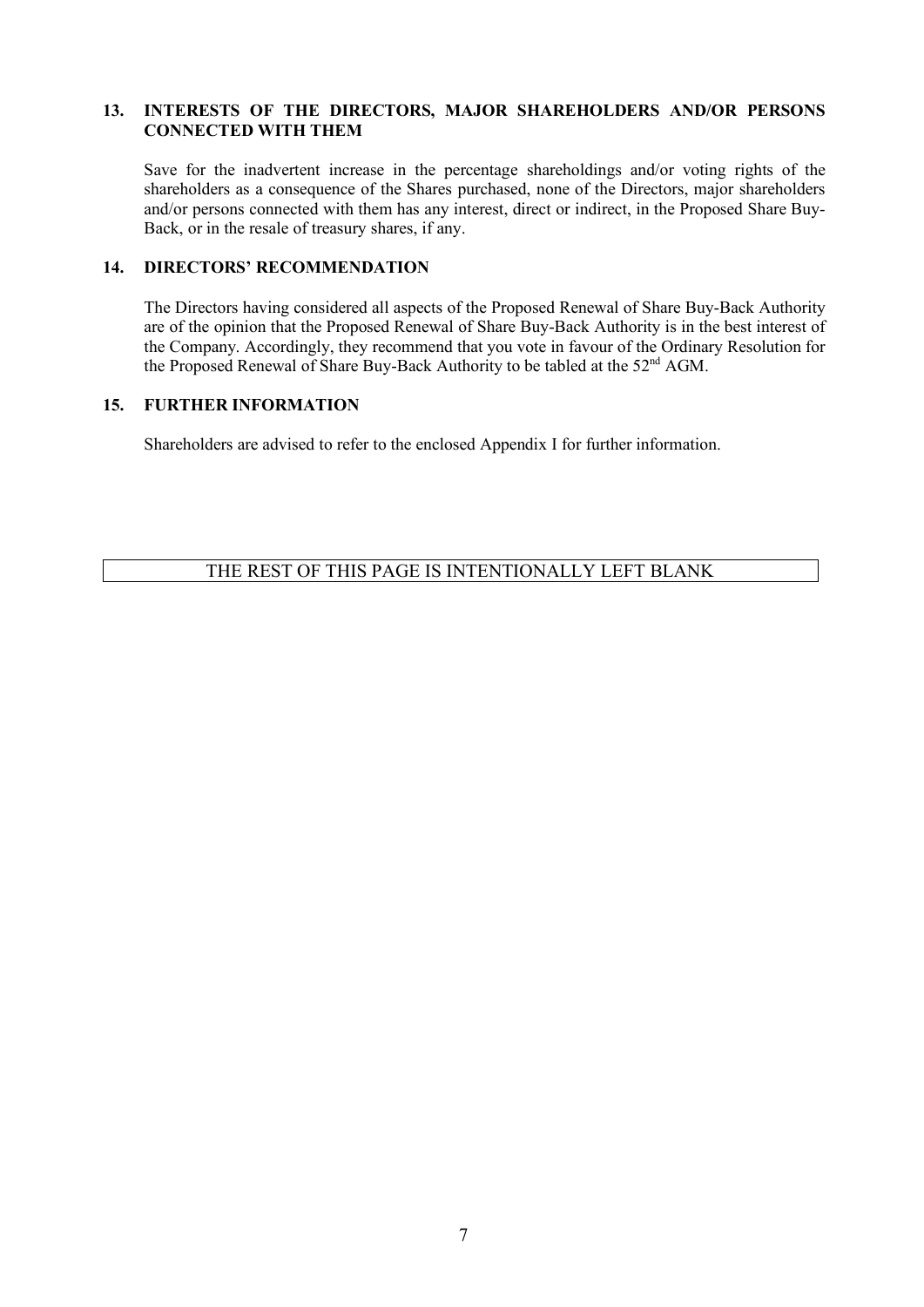## 13. INTERESTS OF THE DIRECTORS, MAJOR SHAREHOLDERS AND/OR PERSONS CONNECTED WITH THEM

Save for the inadvertent increase in the percentage shareholdings and/or voting rights of the shareholders as a consequence of the Shares purchased, none of the Directors, major shareholders and/or persons connected with them has any interest, direct or indirect, in the Proposed Share Buy-Back, or in the resale of treasury shares, if any.

## 14. DIRECTORS' RECOMMENDATION

The Directors having considered all aspects of the Proposed Renewal of Share Buy-Back Authority are of the opinion that the Proposed Renewal of Share Buy-Back Authority is in the best interest of the Company. Accordingly, they recommend that you vote in favour of the Ordinary Resolution for the Proposed Renewal of Share Buy-Back Authority to be tabled at the 52nd AGM.

## 15. FURTHER INFORMATION

Shareholders are advised to refer to the enclosed Appendix I for further information.

THE REST OF THIS PAGE IS INTENTIONALLY LEFT BLANK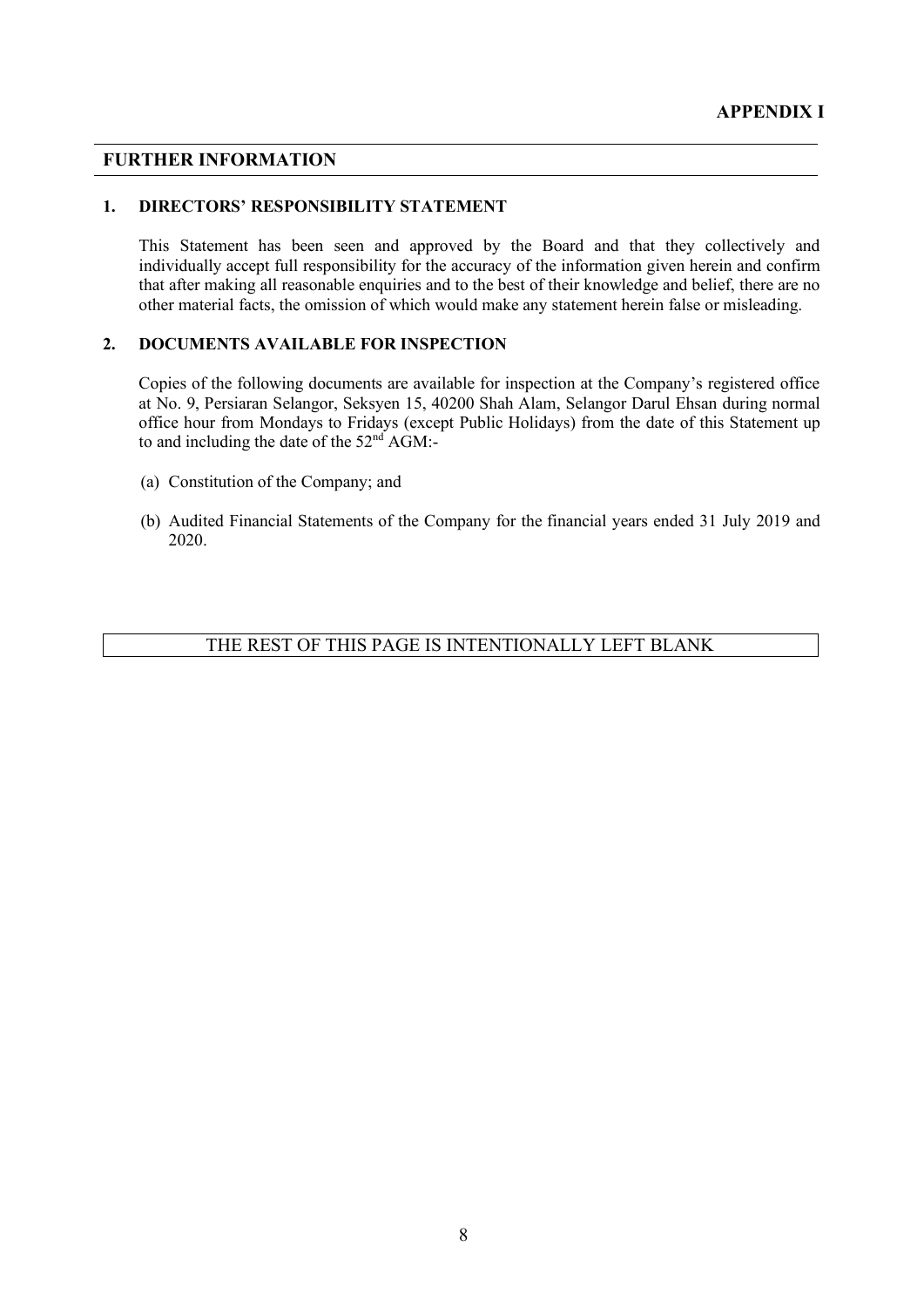**APPENDIX I**

## FURTHER INFORMATION

### 1. DIRECTORS' RESPONSIBILITY STATEMENT

This Statement has been seen and approved by the Board and that they collectively and individually accept full responsibility for the accuracy of the information given herein and confirm that after making all reasonable enquiries and to the best of their knowledge and belief, there are no other material facts, the omission of which would make any statement herein false or misleading.

### 2. DOCUMENTS AVAILABLE FOR INSPECTION

Copies of the following documents are available for inspection at the Company's registered office at No. 9, Persiaran Selangor, Seksyen 15, 40200 Shah Alam, Selangor Darul Ehsan during normal office hour from Mondays to Fridays (except Public Holidays) from the date of this Statement up to and including the date of the 52nd AGM:-

(a) Constitution of the Company; and

(b) Audited Financial Statements of the Company for the financial years ended 31 July 2019 and 2020.

THE REST OF THIS PAGE IS INTENTIONALLY LEFT BLANK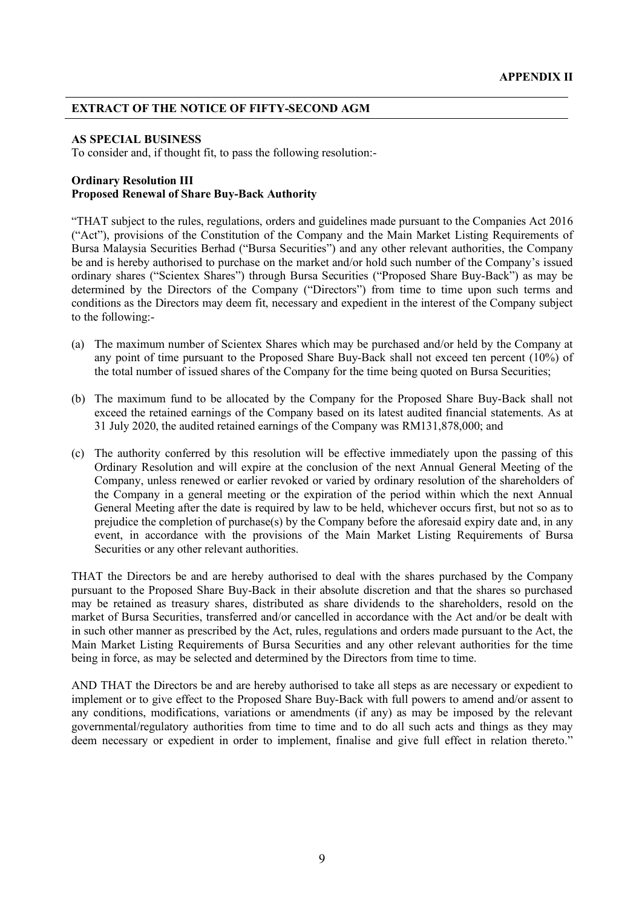**APPENDIX II**

## EXTRACT OF THE NOTICE OF FIFTY-SECOND AGM

**AS SPECIAL BUSINESS**
To consider and, if thought fit, to pass the following resolution:-

**Ordinary Resolution III**
**Proposed Renewal of Share Buy-Back Authority**

"THAT subject to the rules, regulations, orders and guidelines made pursuant to the Companies Act 2016 ("Act"), provisions of the Constitution of the Company and the Main Market Listing Requirements of Bursa Malaysia Securities Berhad ("Bursa Securities") and any other relevant authorities, the Company be and is hereby authorised to purchase on the market and/or hold such number of the Company's issued ordinary shares ("Scientex Shares") through Bursa Securities ("Proposed Share Buy-Back") as may be determined by the Directors of the Company ("Directors") from time to time upon such terms and conditions as the Directors may deem fit, necessary and expedient in the interest of the Company subject to the following:-

(a) The maximum number of Scientex Shares which may be purchased and/or held by the Company at any point of time pursuant to the Proposed Share Buy-Back shall not exceed ten percent (10%) of the total number of issued shares of the Company for the time being quoted on Bursa Securities;

(b) The maximum fund to be allocated by the Company for the Proposed Share Buy-Back shall not exceed the retained earnings of the Company based on its latest audited financial statements. As at 31 July 2020, the audited retained earnings of the Company was RM131,878,000; and

(c) The authority conferred by this resolution will be effective immediately upon the passing of this Ordinary Resolution and will expire at the conclusion of the next Annual General Meeting of the Company, unless renewed or earlier revoked or varied by ordinary resolution of the shareholders of the Company in a general meeting or the expiration of the period within which the next Annual General Meeting after the date is required by law to be held, whichever occurs first, but not so as to prejudice the completion of purchase(s) by the Company before the aforesaid expiry date and, in any event, in accordance with the provisions of the Main Market Listing Requirements of Bursa Securities or any other relevant authorities.

THAT the Directors be and are hereby authorised to deal with the shares purchased by the Company pursuant to the Proposed Share Buy-Back in their absolute discretion and that the shares so purchased may be retained as treasury shares, distributed as share dividends to the shareholders, resold on the market of Bursa Securities, transferred and/or cancelled in accordance with the Act and/or be dealt with in such other manner as prescribed by the Act, rules, regulations and orders made pursuant to the Act, the Main Market Listing Requirements of Bursa Securities and any other relevant authorities for the time being in force, as may be selected and determined by the Directors from time to time.

AND THAT the Directors be and are hereby authorised to take all steps as are necessary or expedient to implement or to give effect to the Proposed Share Buy-Back with full powers to amend and/or assent to any conditions, modifications, variations or amendments (if any) as may be imposed by the relevant governmental/regulatory authorities from time to time and to do all such acts and things as they may deem necessary or expedient in order to implement, finalise and give full effect in relation thereto."